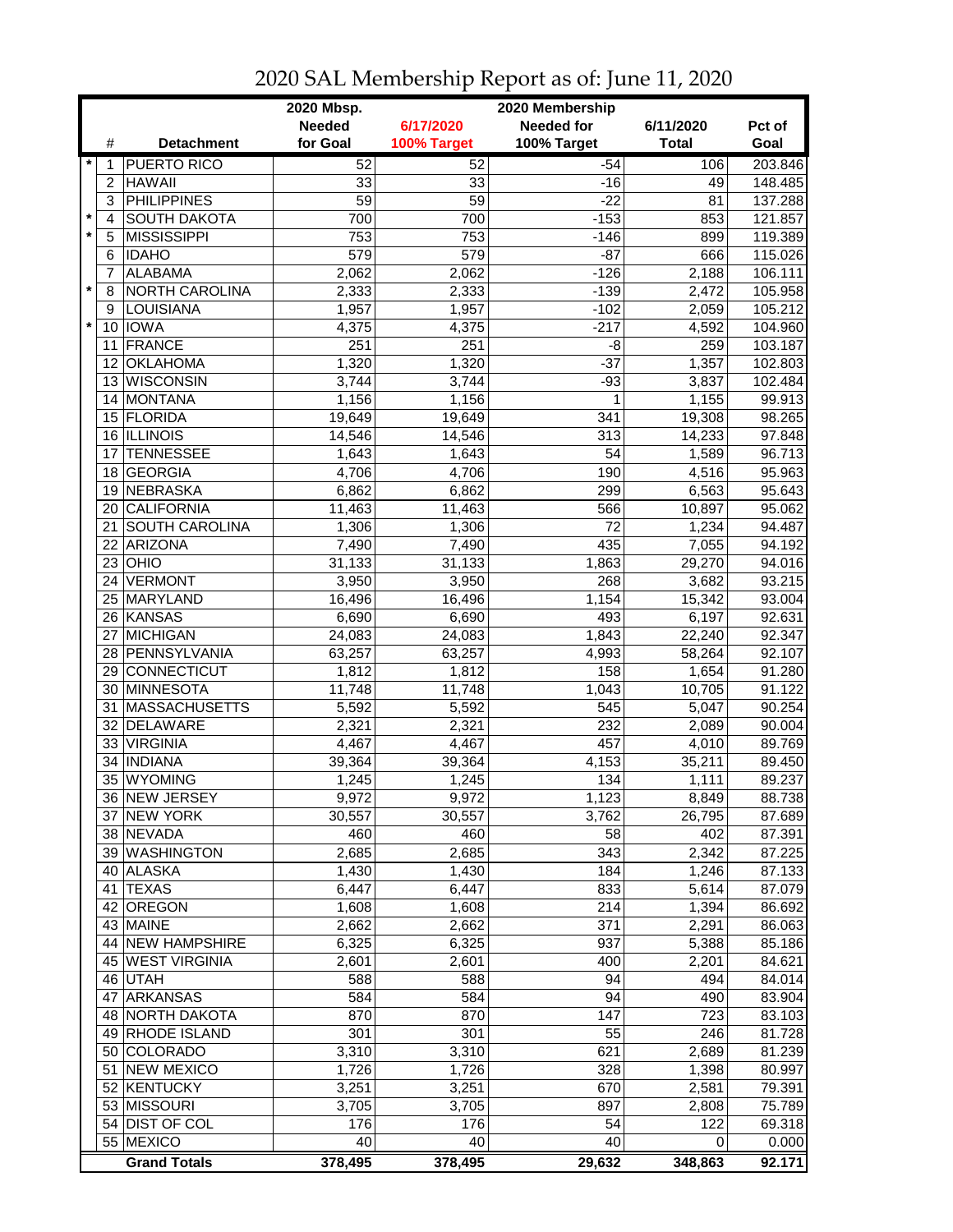# 2020 SAL Membership Report as of: June 11, 2020

| | # | Detachment | 2020 Mbsp. Needed for Goal | 6/17/2020 100% Target | 2020 Membership Needed for 100% Target | 6/11/2020 Total | Pct of Goal |
|---|---|---|---|---|---|---|---|
| * | 1 | PUERTO RICO | 52 | 52 | -54 | 106 | 203.846 |
| | 2 | HAWAII | 33 | 33 | -16 | 49 | 148.485 |
| | 3 | PHILIPPINES | 59 | 59 | -22 | 81 | 137.288 |
| * | 4 | SOUTH DAKOTA | 700 | 700 | -153 | 853 | 121.857 |
| * | 5 | MISSISSIPPI | 753 | 753 | -146 | 899 | 119.389 |
| | 6 | IDAHO | 579 | 579 | -87 | 666 | 115.026 |
| | 7 | ALABAMA | 2,062 | 2,062 | -126 | 2,188 | 106.111 |
| * | 8 | NORTH CAROLINA | 2,333 | 2,333 | -139 | 2,472 | 105.958 |
| | 9 | LOUISIANA | 1,957 | 1,957 | -102 | 2,059 | 105.212 |
| * | 10 | IOWA | 4,375 | 4,375 | -217 | 4,592 | 104.960 |
| | 11 | FRANCE | 251 | 251 | -8 | 259 | 103.187 |
| | 12 | OKLAHOMA | 1,320 | 1,320 | -37 | 1,357 | 102.803 |
| | 13 | WISCONSIN | 3,744 | 3,744 | -93 | 3,837 | 102.484 |
| | 14 | MONTANA | 1,156 | 1,156 | 1 | 1,155 | 99.913 |
| | 15 | FLORIDA | 19,649 | 19,649 | 341 | 19,308 | 98.265 |
| | 16 | ILLINOIS | 14,546 | 14,546 | 313 | 14,233 | 97.848 |
| | 17 | TENNESSEE | 1,643 | 1,643 | 54 | 1,589 | 96.713 |
| | 18 | GEORGIA | 4,706 | 4,706 | 190 | 4,516 | 95.963 |
| | 19 | NEBRASKA | 6,862 | 6,862 | 299 | 6,563 | 95.643 |
| | 20 | CALIFORNIA | 11,463 | 11,463 | 566 | 10,897 | 95.062 |
| | 21 | SOUTH CAROLINA | 1,306 | 1,306 | 72 | 1,234 | 94.487 |
| | 22 | ARIZONA | 7,490 | 7,490 | 435 | 7,055 | 94.192 |
| | 23 | OHIO | 31,133 | 31,133 | 1,863 | 29,270 | 94.016 |
| | 24 | VERMONT | 3,950 | 3,950 | 268 | 3,682 | 93.215 |
| | 25 | MARYLAND | 16,496 | 16,496 | 1,154 | 15,342 | 93.004 |
| | 26 | KANSAS | 6,690 | 6,690 | 493 | 6,197 | 92.631 |
| | 27 | MICHIGAN | 24,083 | 24,083 | 1,843 | 22,240 | 92.347 |
| | 28 | PENNSYLVANIA | 63,257 | 63,257 | 4,993 | 58,264 | 92.107 |
| | 29 | CONNECTICUT | 1,812 | 1,812 | 158 | 1,654 | 91.280 |
| | 30 | MINNESOTA | 11,748 | 11,748 | 1,043 | 10,705 | 91.122 |
| | 31 | MASSACHUSETTS | 5,592 | 5,592 | 545 | 5,047 | 90.254 |
| | 32 | DELAWARE | 2,321 | 2,321 | 232 | 2,089 | 90.004 |
| | 33 | VIRGINIA | 4,467 | 4,467 | 457 | 4,010 | 89.769 |
| | 34 | INDIANA | 39,364 | 39,364 | 4,153 | 35,211 | 89.450 |
| | 35 | WYOMING | 1,245 | 1,245 | 134 | 1,111 | 89.237 |
| | 36 | NEW JERSEY | 9,972 | 9,972 | 1,123 | 8,849 | 88.738 |
| | 37 | NEW YORK | 30,557 | 30,557 | 3,762 | 26,795 | 87.689 |
| | 38 | NEVADA | 460 | 460 | 58 | 402 | 87.391 |
| | 39 | WASHINGTON | 2,685 | 2,685 | 343 | 2,342 | 87.225 |
| | 40 | ALASKA | 1,430 | 1,430 | 184 | 1,246 | 87.133 |
| | 41 | TEXAS | 6,447 | 6,447 | 833 | 5,614 | 87.079 |
| | 42 | OREGON | 1,608 | 1,608 | 214 | 1,394 | 86.692 |
| | 43 | MAINE | 2,662 | 2,662 | 371 | 2,291 | 86.063 |
| | 44 | NEW HAMPSHIRE | 6,325 | 6,325 | 937 | 5,388 | 85.186 |
| | 45 | WEST VIRGINIA | 2,601 | 2,601 | 400 | 2,201 | 84.621 |
| | 46 | UTAH | 588 | 588 | 94 | 494 | 84.014 |
| | 47 | ARKANSAS | 584 | 584 | 94 | 490 | 83.904 |
| | 48 | NORTH DAKOTA | 870 | 870 | 147 | 723 | 83.103 |
| | 49 | RHODE ISLAND | 301 | 301 | 55 | 246 | 81.728 |
| | 50 | COLORADO | 3,310 | 3,310 | 621 | 2,689 | 81.239 |
| | 51 | NEW MEXICO | 1,726 | 1,726 | 328 | 1,398 | 80.997 |
| | 52 | KENTUCKY | 3,251 | 3,251 | 670 | 2,581 | 79.391 |
| | 53 | MISSOURI | 3,705 | 3,705 | 897 | 2,808 | 75.789 |
| | 54 | DIST OF COL | 176 | 176 | 54 | 122 | 69.318 |
| | 55 | MEXICO | 40 | 40 | 40 | 0 | 0.000 |
| | | **Grand Totals** | **378,495** | **378,495** | **29,632** | **348,863** | **92.171** |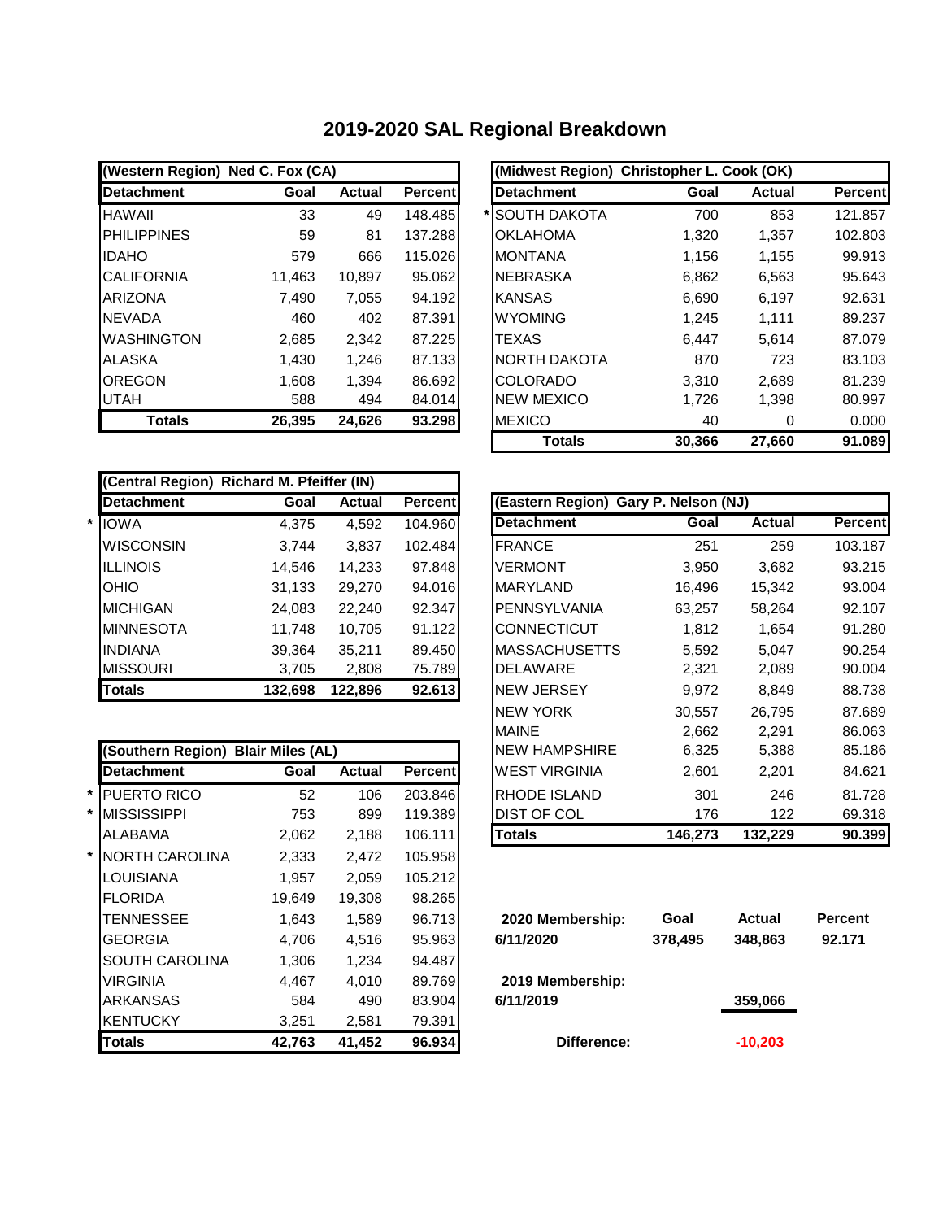# 2019-2020 SAL Regional Breakdown

| (Western Region) Ned C. Fox (CA) | | | |
|---|---|---|---|
| Detachment | Goal | Actual | Percent |
| HAWAII | 33 | 49 | 148.485 |
| PHILIPPINES | 59 | 81 | 137.288 |
| IDAHO | 579 | 666 | 115.026 |
| CALIFORNIA | 11,463 | 10,897 | 95.062 |
| ARIZONA | 7,490 | 7,055 | 94.192 |
| NEVADA | 460 | 402 | 87.391 |
| WASHINGTON | 2,685 | 2,342 | 87.225 |
| ALASKA | 1,430 | 1,246 | 87.133 |
| OREGON | 1,608 | 1,394 | 86.692 |
| UTAH | 588 | 494 | 84.014 |
| **Totals** | **26,395** | **24,626** | **93.298** |

| (Midwest Region) Christopher L. Cook (OK) | | | | |
|---|---|---|---|---|
| | Detachment | Goal | Actual | Percent |
| * | SOUTH DAKOTA | 700 | 853 | 121.857 |
| | OKLAHOMA | 1,320 | 1,357 | 102.803 |
| | MONTANA | 1,156 | 1,155 | 99.913 |
| | NEBRASKA | 6,862 | 6,563 | 95.643 |
| | KANSAS | 6,690 | 6,197 | 92.631 |
| | WYOMING | 1,245 | 1,111 | 89.237 |
| | TEXAS | 6,447 | 5,614 | 87.079 |
| | NORTH DAKOTA | 870 | 723 | 83.103 |
| | COLORADO | 3,310 | 2,689 | 81.239 |
| | NEW MEXICO | 1,726 | 1,398 | 80.997 |
| | MEXICO | 40 | 0 | 0.000 |
| | **Totals** | **30,366** | **27,660** | **91.089** |

| (Central Region) Richard M. Pfeiffer (IN) | | | | |
|---|---|---|---|---|
| | Detachment | Goal | Actual | Percent |
| * | IOWA | 4,375 | 4,592 | 104.960 |
| | WISCONSIN | 3,744 | 3,837 | 102.484 |
| | ILLINOIS | 14,546 | 14,233 | 97.848 |
| | OHIO | 31,133 | 29,270 | 94.016 |
| | MICHIGAN | 24,083 | 22,240 | 92.347 |
| | MINNESOTA | 11,748 | 10,705 | 91.122 |
| | INDIANA | 39,364 | 35,211 | 89.450 |
| | MISSOURI | 3,705 | 2,808 | 75.789 |
| | **Totals** | **132,698** | **122,896** | **92.613** |

| (Eastern Region) Gary P. Nelson (NJ) | | | |
|---|---|---|---|
| Detachment | Goal | Actual | Percent |
| FRANCE | 251 | 259 | 103.187 |
| VERMONT | 3,950 | 3,682 | 93.215 |
| MARYLAND | 16,496 | 15,342 | 93.004 |
| PENNSYLVANIA | 63,257 | 58,264 | 92.107 |
| CONNECTICUT | 1,812 | 1,654 | 91.280 |
| MASSACHUSETTS | 5,592 | 5,047 | 90.254 |
| DELAWARE | 2,321 | 2,089 | 90.004 |
| NEW JERSEY | 9,972 | 8,849 | 88.738 |
| NEW YORK | 30,557 | 26,795 | 87.689 |
| MAINE | 2,662 | 2,291 | 86.063 |
| NEW HAMPSHIRE | 6,325 | 5,388 | 85.186 |
| WEST VIRGINIA | 2,601 | 2,201 | 84.621 |
| RHODE ISLAND | 301 | 246 | 81.728 |
| DIST OF COL | 176 | 122 | 69.318 |
| **Totals** | **146,273** | **132,229** | **90.399** |

| (Southern Region) Blair Miles (AL) | | | | |
|---|---|---|---|---|
| | Detachment | Goal | Actual | Percent |
| * | PUERTO RICO | 52 | 106 | 203.846 |
| * | MISSISSIPPI | 753 | 899 | 119.389 |
| | ALABAMA | 2,062 | 2,188 | 106.111 |
| * | NORTH CAROLINA | 2,333 | 2,472 | 105.958 |
| | LOUISIANA | 1,957 | 2,059 | 105.212 |
| | FLORIDA | 19,649 | 19,308 | 98.265 |
| | TENNESSEE | 1,643 | 1,589 | 96.713 |
| | GEORGIA | 4,706 | 4,516 | 95.963 |
| | SOUTH CAROLINA | 1,306 | 1,234 | 94.487 |
| | VIRGINIA | 4,467 | 4,010 | 89.769 |
| | ARKANSAS | 584 | 490 | 83.904 |
| | KENTUCKY | 3,251 | 2,581 | 79.391 |
| | **Totals** | **42,763** | **41,452** | **96.934** |

| 2020 Membership: | Goal | Actual | Percent |
|---|---|---|---|
| 6/11/2020 | 378,495 | 348,863 | 92.171 |
| **2019 Membership:** | | | |
| 6/11/2019 | | 359,066 | |
| **Difference:** | | **-10,203** | |